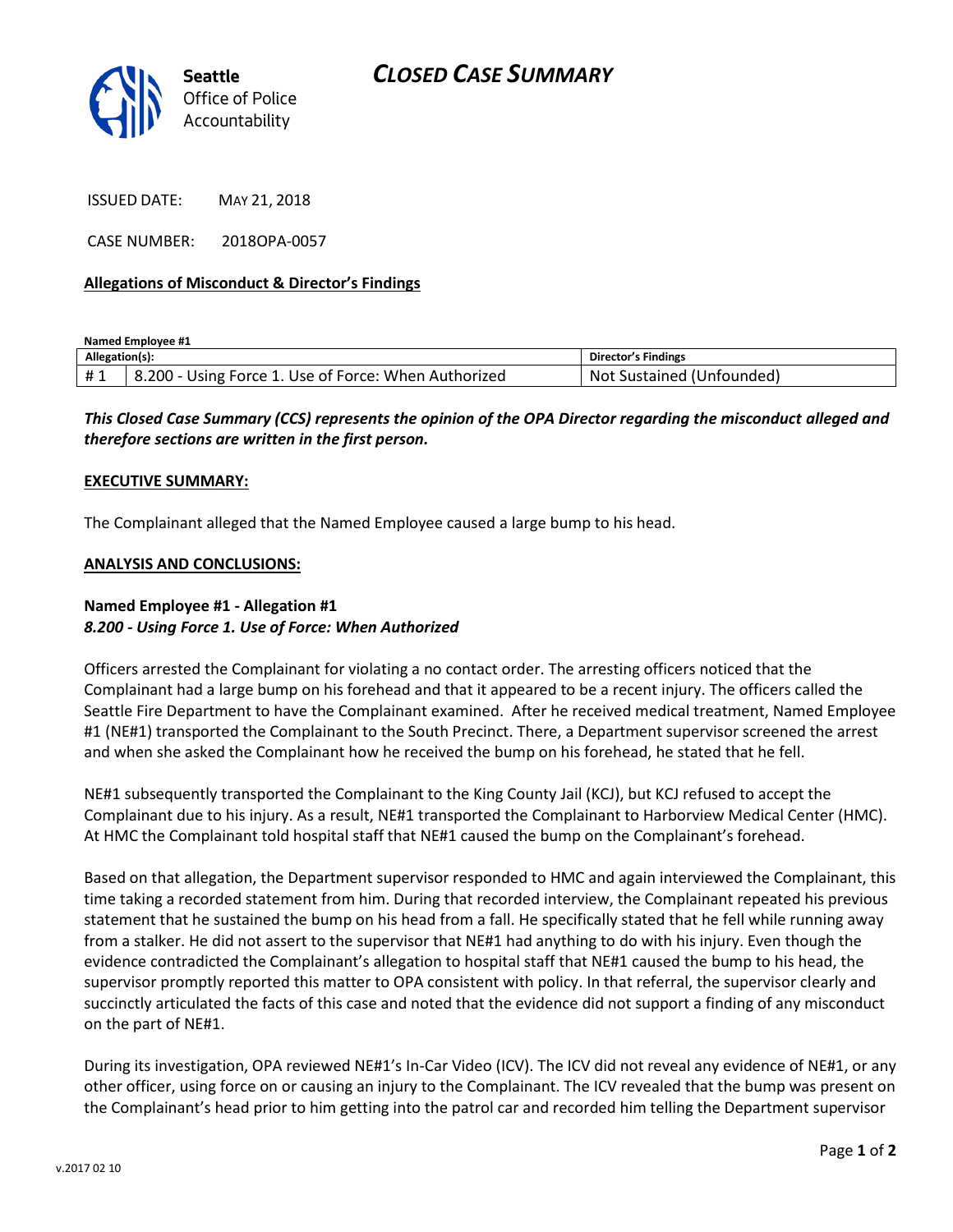# CLOSED CASE SUMMARY

Seattle Office of Police Accountability

ISSUED DATE: MAY 21, 2018

CASE NUMBER: 2018OPA-0057

**Allegations of Misconduct & Director's Findings**

**Named Employee #1**

| Allegation(s): | | Director's Findings |
|---|---|---|
| # 1 | 8.200 - Using Force 1. Use of Force: When Authorized | Not Sustained (Unfounded) |

***This Closed Case Summary (CCS) represents the opinion of the OPA Director regarding the misconduct alleged and therefore sections are written in the first person.***

**EXECUTIVE SUMMARY:**

The Complainant alleged that the Named Employee caused a large bump to his head.

**ANALYSIS AND CONCLUSIONS:**

**Named Employee #1 - Allegation #1**
***8.200 - Using Force 1. Use of Force: When Authorized***

Officers arrested the Complainant for violating a no contact order. The arresting officers noticed that the Complainant had a large bump on his forehead and that it appeared to be a recent injury. The officers called the Seattle Fire Department to have the Complainant examined. After he received medical treatment, Named Employee #1 (NE#1) transported the Complainant to the South Precinct. There, a Department supervisor screened the arrest and when she asked the Complainant how he received the bump on his forehead, he stated that he fell.

NE#1 subsequently transported the Complainant to the King County Jail (KCJ), but KCJ refused to accept the Complainant due to his injury. As a result, NE#1 transported the Complainant to Harborview Medical Center (HMC). At HMC the Complainant told hospital staff that NE#1 caused the bump on the Complainant's forehead.

Based on that allegation, the Department supervisor responded to HMC and again interviewed the Complainant, this time taking a recorded statement from him. During that recorded interview, the Complainant repeated his previous statement that he sustained the bump on his head from a fall. He specifically stated that he fell while running away from a stalker. He did not assert to the supervisor that NE#1 had anything to do with his injury. Even though the evidence contradicted the Complainant's allegation to hospital staff that NE#1 caused the bump to his head, the supervisor promptly reported this matter to OPA consistent with policy. In that referral, the supervisor clearly and succinctly articulated the facts of this case and noted that the evidence did not support a finding of any misconduct on the part of NE#1.

During its investigation, OPA reviewed NE#1's In-Car Video (ICV). The ICV did not reveal any evidence of NE#1, or any other officer, using force on or causing an injury to the Complainant. The ICV revealed that the bump was present on the Complainant's head prior to him getting into the patrol car and recorded him telling the Department supervisor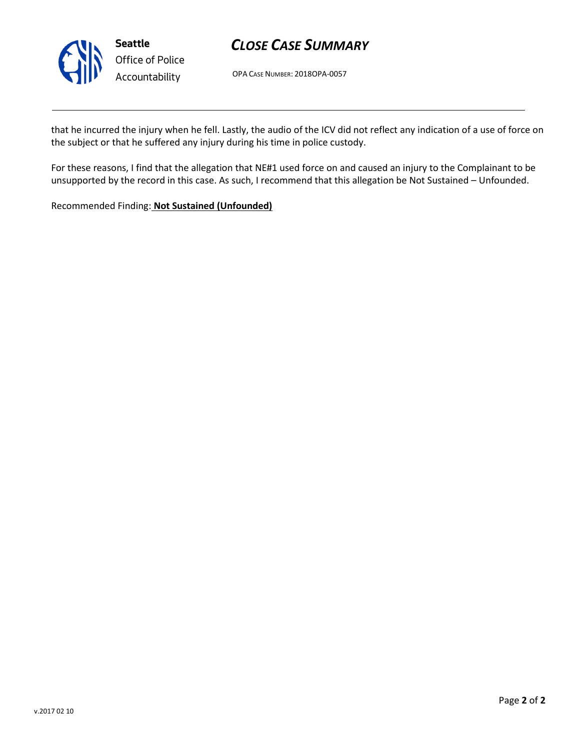that he incurred the injury when he fell. Lastly, the audio of the ICV did not reflect any indication of a use of force on the subject or that he suffered any injury during his time in police custody.

For these reasons, I find that the allegation that NE#1 used force on and caused an injury to the Complainant to be unsupported by the record in this case. As such, I recommend that this allegation be Not Sustained – Unfounded.

Recommended Finding: **Not Sustained (Unfounded)**